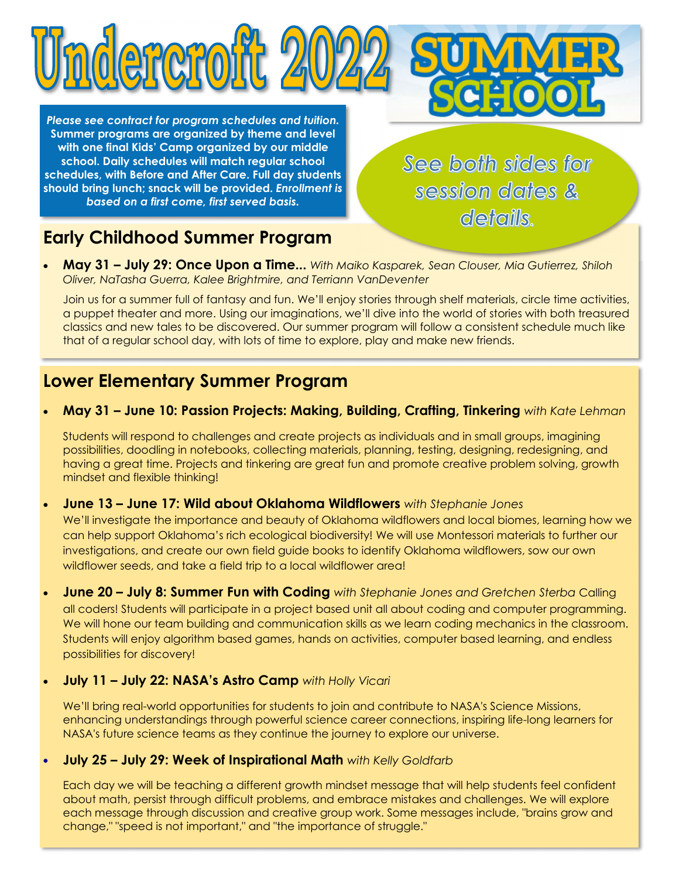# Undercroft 2022 SUMMER SCHOOL

***Please see contract for program schedules and tuition.*** **Summer programs are organized by theme and level with one final Kids' Camp organized by our middle school. Daily schedules will match regular school schedules, with Before and After Care. Full day students should bring lunch; snack will be provided.** ***Enrollment is based on a first come, first served basis.***

*See both sides for session dates & details.*

## Early Childhood Summer Program

- **May 31 – July 29: Once Upon a Time...** *With Maiko Kasparek, Sean Clouser, Mia Gutierrez, Shiloh Oliver, NaTasha Guerra, Kalee Brightmire, and Terriann VanDeventer*

  Join us for a summer full of fantasy and fun. We'll enjoy stories through shelf materials, circle time activities, a puppet theater and more. Using our imaginations, we'll dive into the world of stories with both treasured classics and new tales to be discovered. Our summer program will follow a consistent schedule much like that of a regular school day, with lots of time to explore, play and make new friends.

## Lower Elementary Summer Program

- **May 31 – June 10: Passion Projects: Making, Building, Crafting, Tinkering** *with Kate Lehman*

  Students will respond to challenges and create projects as individuals and in small groups, imagining possibilities, doodling in notebooks, collecting materials, planning, testing, designing, redesigning, and having a great time. Projects and tinkering are great fun and promote creative problem solving, growth mindset and flexible thinking!

- **June 13 – June 17: Wild about Oklahoma Wildflowers** *with Stephanie Jones*
  We'll investigate the importance and beauty of Oklahoma wildflowers and local biomes, learning how we can help support Oklahoma's rich ecological biodiversity! We will use Montessori materials to further our investigations, and create our own field guide books to identify Oklahoma wildflowers, sow our own wildflower seeds, and take a field trip to a local wildflower area!

- **June 20 – July 8: Summer Fun with Coding** *with Stephanie Jones and Gretchen Sterba* Calling all coders! Students will participate in a project based unit all about coding and computer programming. We will hone our team building and communication skills as we learn coding mechanics in the classroom. Students will enjoy algorithm based games, hands on activities, computer based learning, and endless possibilities for discovery!

- **July 11 – July 22: NASA's Astro Camp** *with Holly Vicari*

  We'll bring real-world opportunities for students to join and contribute to NASA's Science Missions, enhancing understandings through powerful science career connections, inspiring life-long learners for NASA's future science teams as they continue the journey to explore our universe.

- **July 25 – July 29: Week of Inspirational Math** *with Kelly Goldfarb*

  Each day we will be teaching a different growth mindset message that will help students feel confident about math, persist through difficult problems, and embrace mistakes and challenges. We will explore each message through discussion and creative group work. Some messages include, "brains grow and change," "speed is not important," and "the importance of struggle."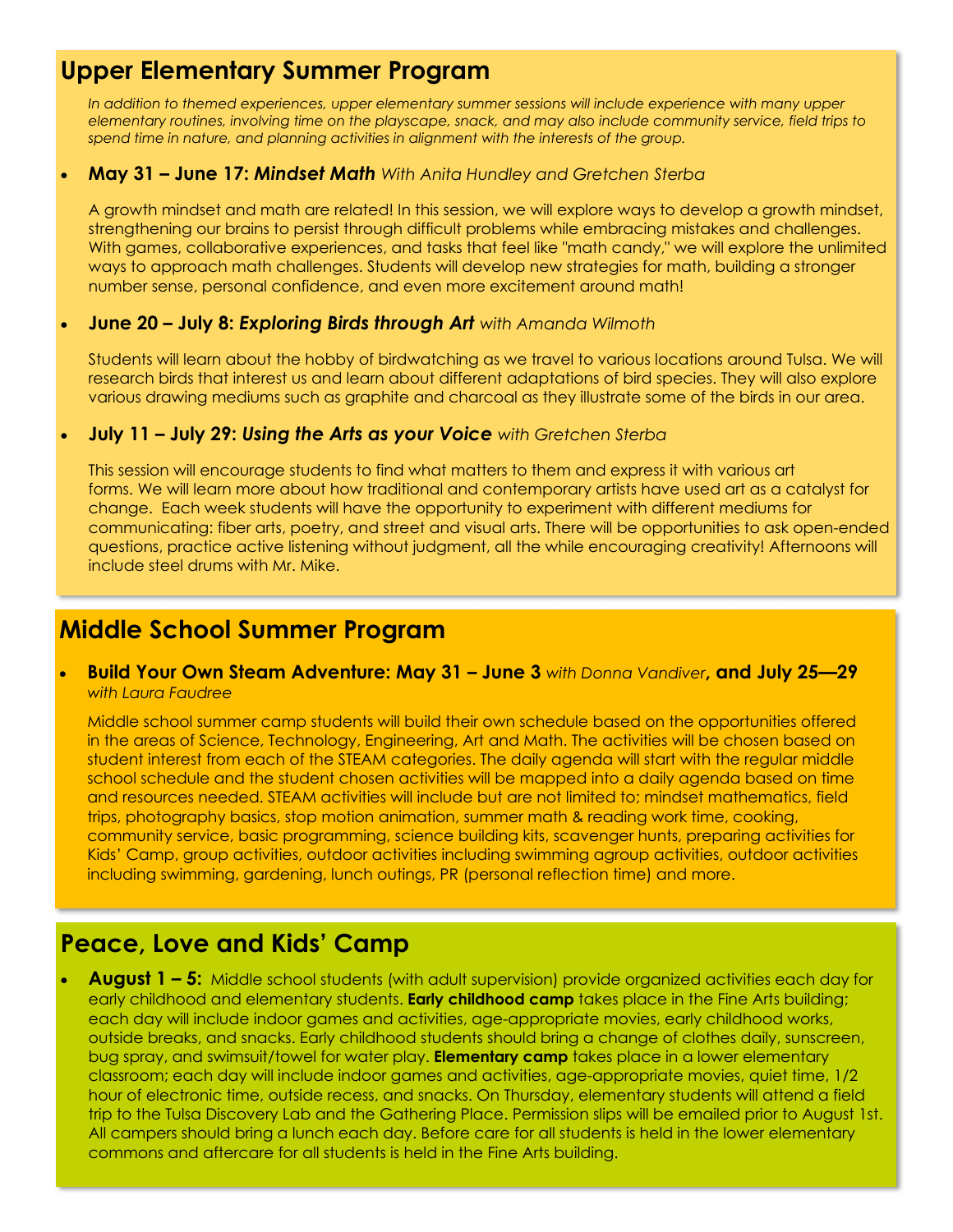## Upper Elementary Summer Program

*In addition to themed experiences, upper elementary summer sessions will include experience with many upper elementary routines, involving time on the playscape, snack, and may also include community service, field trips to spend time in nature, and planning activities in alignment with the interests of the group.*

- **May 31 – June 17: *Mindset Math*** *With Anita Hundley and Gretchen Sterba*

  A growth mindset and math are related! In this session, we will explore ways to develop a growth mindset, strengthening our brains to persist through difficult problems while embracing mistakes and challenges. With games, collaborative experiences, and tasks that feel like "math candy," we will explore the unlimited ways to approach math challenges. Students will develop new strategies for math, building a stronger number sense, personal confidence, and even more excitement around math!

- **June 20 – July 8: *Exploring Birds through Art*** *with Amanda Wilmoth*

  Students will learn about the hobby of birdwatching as we travel to various locations around Tulsa. We will research birds that interest us and learn about different adaptations of bird species. They will also explore various drawing mediums such as graphite and charcoal as they illustrate some of the birds in our area.

- **July 11 – July 29: *Using the Arts as your Voice*** *with Gretchen Sterba*

  This session will encourage students to find what matters to them and express it with various art forms. We will learn more about how traditional and contemporary artists have used art as a catalyst for change. Each week students will have the opportunity to experiment with different mediums for communicating: fiber arts, poetry, and street and visual arts. There will be opportunities to ask open-ended questions, practice active listening without judgment, all the while encouraging creativity! Afternoons will include steel drums with Mr. Mike.

## Middle School Summer Program

- **Build Your Own Steam Adventure: May 31 – June 3** *with Donna Vandiver*, **and July 25—29** *with Laura Faudree*

  Middle school summer camp students will build their own schedule based on the opportunities offered in the areas of Science, Technology, Engineering, Art and Math. The activities will be chosen based on student interest from each of the STEAM categories. The daily agenda will start with the regular middle school schedule and the student chosen activities will be mapped into a daily agenda based on time and resources needed. STEAM activities will include but are not limited to; mindset mathematics, field trips, photography basics, stop motion animation, summer math & reading work time, cooking, community service, basic programming, science building kits, scavenger hunts, preparing activities for Kids' Camp, group activities, outdoor activities including swimming agroup activities, outdoor activities including swimming, gardening, lunch outings, PR (personal reflection time) and more.

## Peace, Love and Kids' Camp

- **August 1 – 5:** Middle school students (with adult supervision) provide organized activities each day for early childhood and elementary students. **Early childhood camp** takes place in the Fine Arts building; each day will include indoor games and activities, age-appropriate movies, early childhood works, outside breaks, and snacks. Early childhood students should bring a change of clothes daily, sunscreen, bug spray, and swimsuit/towel for water play. **Elementary camp** takes place in a lower elementary classroom; each day will include indoor games and activities, age-appropriate movies, quiet time, 1/2 hour of electronic time, outside recess, and snacks. On Thursday, elementary students will attend a field trip to the Tulsa Discovery Lab and the Gathering Place. Permission slips will be emailed prior to August 1st. All campers should bring a lunch each day. Before care for all students is held in the lower elementary commons and aftercare for all students is held in the Fine Arts building.